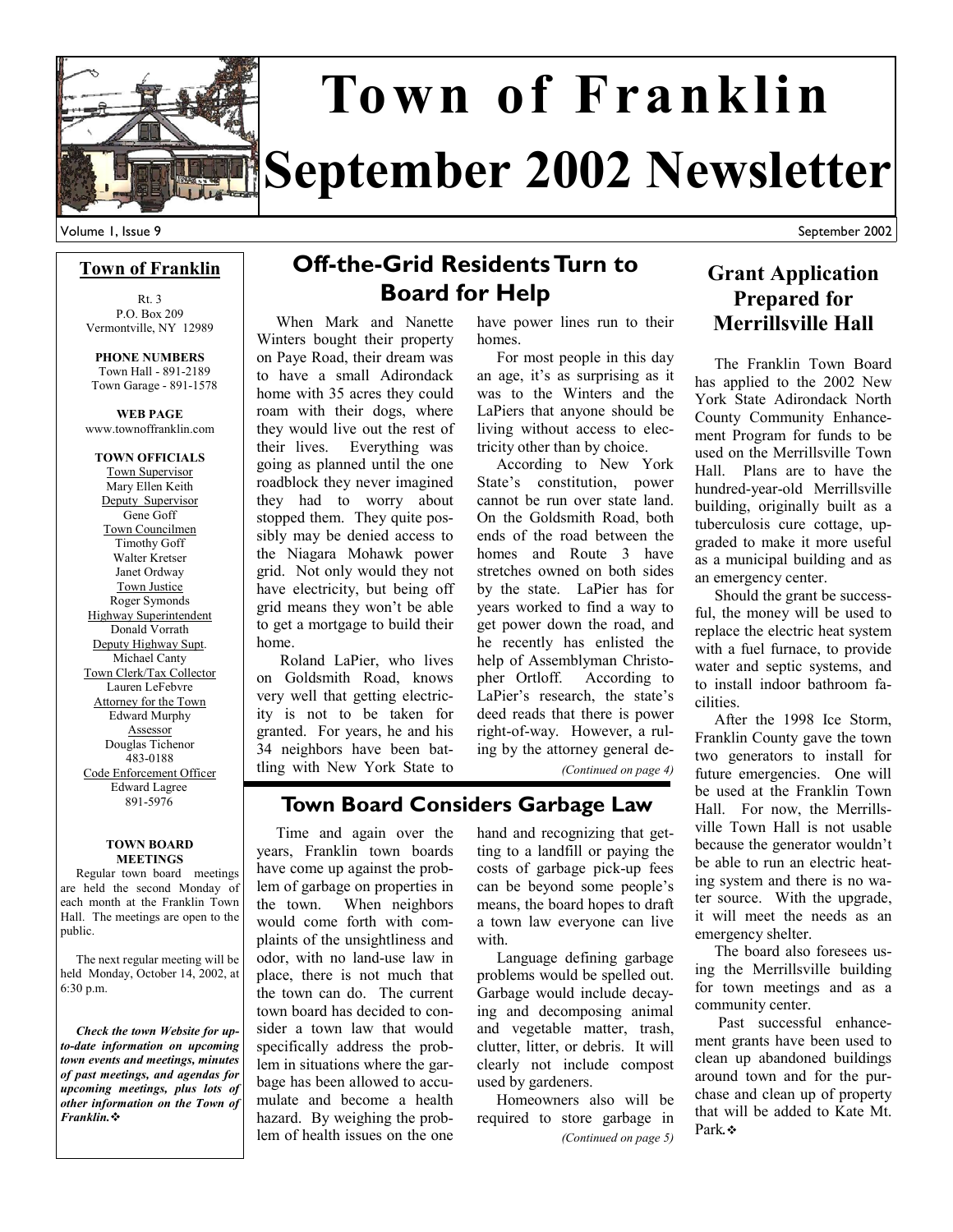# Town of Franklin
# September 2002 Newsletter

## Town of Franklin

Rt. 3
P.O. Box 209
Vermontville, NY 12989

**PHONE NUMBERS**
Town Hall - 891-2189
Town Garage - 891-1578

**WEB PAGE**
www.townoffranklin.com

**TOWN OFFICIALS**

Town Supervisor
Mary Ellen Keith

Deputy Supervisor
Gene Goff

Town Councilmen
Timothy Goff
Walter Kretser
Janet Ordway

Town Justice
Roger Symonds

Highway Superintendent
Donald Vorrath

Deputy Highway Supt.
Michael Canty

Town Clerk/Tax Collector
Lauren LeFebvre

Attorney for the Town
Edward Murphy

Assessor
Douglas Tichenor
483-0188

Code Enforcement Officer
Edward Lagree
891-5976

**TOWN BOARD MEETINGS**

Regular town board meetings are held the second Monday of each month at the Franklin Town Hall. The meetings are open to the public.

The next regular meeting will be held Monday, October 14, 2002, at 6:30 p.m.

***Check the town Website for up-to-date information on upcoming town events and meetings, minutes of past meetings, and agendas for upcoming meetings, plus lots of other information on the Town of Franklin.*** ❖

## Off-the-Grid Residents Turn to Board for Help

When Mark and Nanette Winters bought their property on Paye Road, their dream was to have a small Adirondack home with 35 acres they could roam with their dogs, where they would live out the rest of their lives. Everything was going as planned until the one roadblock they never imagined they had to worry about stopped them. They quite possibly may be denied access to the Niagara Mohawk power grid. Not only would they not have electricity, but being off grid means they won't be able to get a mortgage to build their home.

Roland LaPier, who lives on Goldsmith Road, knows very well that getting electricity is not to be taken for granted. For years, he and his 34 neighbors have been battling with New York State to have power lines run to their homes.

For most people in this day an age, it's as surprising as it was to the Winters and the LaPiers that anyone should be living without access to electricity other than by choice.

According to New York State's constitution, power cannot be run over state land. On the Goldsmith Road, both ends of the road between the homes and Route 3 have stretches owned on both sides by the state. LaPier has for years worked to find a way to get power down the road, and he recently has enlisted the help of Assemblyman Christopher Ortloff. According to LaPier's research, the state's deed reads that there is power right-of-way. However, a ruling by the attorney general de-

*(Continued on page 4)*

## Town Board Considers Garbage Law

Time and again over the years, Franklin town boards have come up against the problem of garbage on properties in the town. When neighbors would come forth with complaints of the unsightliness and odor, with no land-use law in place, there is not much that the town can do. The current town board has decided to consider a town law that would specifically address the problem in situations where the garbage has been allowed to accumulate and become a health hazard. By weighing the problem of health issues on the one hand and recognizing that getting to a landfill or paying the costs of garbage pick-up fees can be beyond some people's means, the board hopes to draft a town law everyone can live with.

Language defining garbage problems would be spelled out. Garbage would include decaying and decomposing animal and vegetable matter, trash, clutter, litter, or debris. It will clearly not include compost used by gardeners.

Homeowners also will be required to store garbage in

*(Continued on page 5)*

## Grant Application Prepared for Merrillsville Hall

The Franklin Town Board has applied to the 2002 New York State Adirondack North County Community Enhancement Program for funds to be used on the Merrillsville Town Hall. Plans are to have the hundred-year-old Merrillsville building, originally built as a tuberculosis cure cottage, upgraded to make it more useful as a municipal building and as an emergency center.

Should the grant be successful, the money will be used to replace the electric heat system with a fuel furnace, to provide water and septic systems, and to install indoor bathroom facilities.

After the 1998 Ice Storm, Franklin County gave the town two generators to install for future emergencies. One will be used at the Franklin Town Hall. For now, the Merrillsville Town Hall is not usable because the generator wouldn't be able to run an electric heating system and there is no water source. With the upgrade, it will meet the needs as an emergency shelter.

The board also foresees using the Merrillsville building for town meetings and as a community center.

Past successful enhancement grants have been used to clean up abandoned buildings around town and for the purchase and clean up of property that will be added to Kate Mt. Park. ❖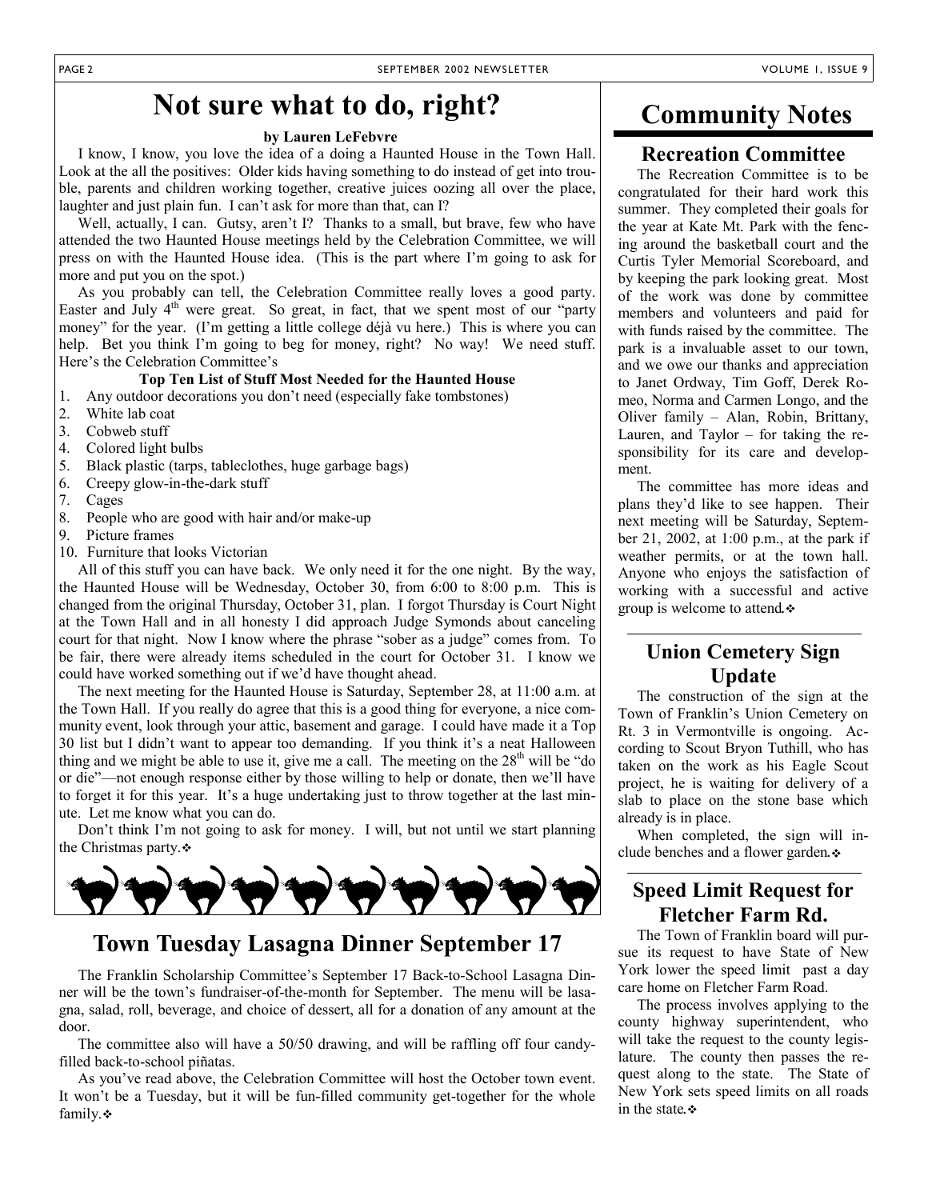# Not sure what to do, right?

**by Lauren LeFebvre**

I know, I know, you love the idea of a doing a Haunted House in the Town Hall. Look at the all the positives: Older kids having something to do instead of get into trouble, parents and children working together, creative juices oozing all over the place, laughter and just plain fun. I can't ask for more than that, can I?

Well, actually, I can. Gutsy, aren't I? Thanks to a small, but brave, few who have attended the two Haunted House meetings held by the Celebration Committee, we will press on with the Haunted House idea. (This is the part where I'm going to ask for more and put you on the spot.)

As you probably can tell, the Celebration Committee really loves a good party. Easter and July 4th were great. So great, in fact, that we spent most of our "party money" for the year. (I'm getting a little college déjà vu here.) This is where you can help. Bet you think I'm going to beg for money, right? No way! We need stuff. Here's the Celebration Committee's

**Top Ten List of Stuff Most Needed for the Haunted House**

1. Any outdoor decorations you don't need (especially fake tombstones)
2. White lab coat
3. Cobweb stuff
4. Colored light bulbs
5. Black plastic (tarps, tablecloths, huge garbage bags)
6. Creepy glow-in-the-dark stuff
7. Cages
8. People who are good with hair and/or make-up
9. Picture frames
10. Furniture that looks Victorian

All of this stuff you can have back. We only need it for the one night. By the way, the Haunted House will be Wednesday, October 30, from 6:00 to 8:00 p.m. This is changed from the original Thursday, October 31, plan. I forgot Thursday is Court Night at the Town Hall and in all honesty I did approach Judge Symonds about canceling court for that night. Now I know where the phrase "sober as a judge" comes from. To be fair, there were already items scheduled in the court for October 31. I know we could have worked something out if we'd have thought ahead.

The next meeting for the Haunted House is Saturday, September 28, at 11:00 a.m. at the Town Hall. If you really do agree that this is a good thing for everyone, a nice community event, look through your attic, basement and garage. I could have made it a Top 30 list but I didn't want to appear too demanding. If you think it's a neat Halloween thing and we might be able to use it, give me a call. The meeting on the 28th will be "do or die"—not enough response either by those willing to help or donate, then we'll have to forget it for this year. It's a huge undertaking just to throw together at the last minute. Let me know what you can do.

Don't think I'm not going to ask for money. I will, but not until we start planning the Christmas party.❖

# Town Tuesday Lasagna Dinner September 17

The Franklin Scholarship Committee's September 17 Back-to-School Lasagna Dinner will be the town's fundraiser-of-the-month for September. The menu will be lasagna, salad, roll, beverage, and choice of dessert, all for a donation of any amount at the door.

The committee also will have a 50/50 drawing, and will be raffling off four candy-filled back-to-school piñatas.

As you've read above, the Celebration Committee will host the October town event. It won't be a Tuesday, but it will be fun-filled community get-together for the whole family.❖

# Community Notes

## Recreation Committee

The Recreation Committee is to be congratulated for their hard work this summer. They completed their goals for the year at Kate Mt. Park with the fencing around the basketball court and the Curtis Tyler Memorial Scoreboard, and by keeping the park looking great. Most of the work was done by committee members and volunteers and paid for with funds raised by the committee. The park is a invaluable asset to our town, and we owe our thanks and appreciation to Janet Ordway, Tim Goff, Derek Romeo, Norma and Carmen Longo, and the Oliver family – Alan, Robin, Brittany, Lauren, and Taylor – for taking the responsibility for its care and development.

The committee has more ideas and plans they'd like to see happen. Their next meeting will be Saturday, September 21, 2002, at 1:00 p.m., at the park if weather permits, or at the town hall. Anyone who enjoys the satisfaction of working with a successful and active group is welcome to attend.❖

## Union Cemetery Sign Update

The construction of the sign at the Town of Franklin's Union Cemetery on Rt. 3 in Vermontville is ongoing. According to Scout Bryon Tuthill, who has taken on the work as his Eagle Scout project, he is waiting for delivery of a slab to place on the stone base which already is in place.

When completed, the sign will include benches and a flower garden.❖

## Speed Limit Request for Fletcher Farm Rd.

The Town of Franklin board will pursue its request to have State of New York lower the speed limit past a day care home on Fletcher Farm Road.

The process involves applying to the county highway superintendent, who will take the request to the county legislature. The county then passes the request along to the state. The State of New York sets speed limits on all roads in the state.❖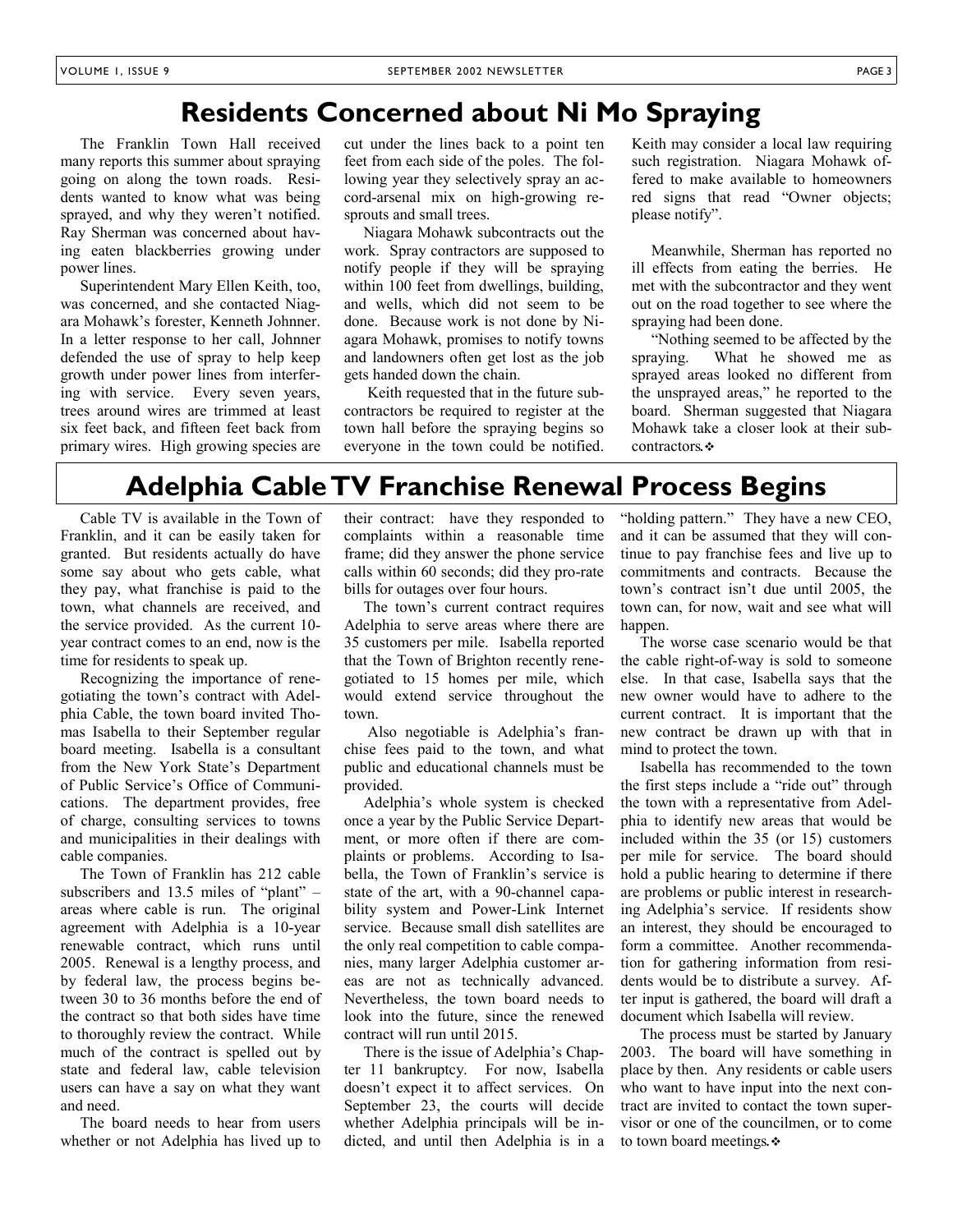## Residents Concerned about Ni Mo Spraying

The Franklin Town Hall received many reports this summer about spraying going on along the town roads. Residents wanted to know what was being sprayed, and why they weren't notified. Ray Sherman was concerned about having eaten blackberries growing under power lines.

Superintendent Mary Ellen Keith, too, was concerned, and she contacted Niagara Mohawk's forester, Kenneth Johnner. In a letter response to her call, Johnner defended the use of spray to help keep growth under power lines from interfering with service. Every seven years, trees around wires are trimmed at least six feet back, and fifteen feet back from primary wires. High growing species are cut under the lines back to a point ten feet from each side of the poles. The following year they selectively spray an accord-arsenal mix on high-growing resprouts and small trees.

Niagara Mohawk subcontracts out the work. Spray contractors are supposed to notify people if they will be spraying within 100 feet from dwellings, building, and wells, which did not seem to be done. Because work is not done by Niagara Mohawk, promises to notify towns and landowners often get lost as the job gets handed down the chain.

Keith requested that in the future subcontractors be required to register at the town hall before the spraying begins so everyone in the town could be notified. Keith may consider a local law requiring such registration. Niagara Mohawk offered to make available to homeowners red signs that read "Owner objects; please notify".

Meanwhile, Sherman has reported no ill effects from eating the berries. He met with the subcontractor and they went out on the road together to see where the spraying had been done.

"Nothing seemed to be affected by the spraying. What he showed me as sprayed areas looked no different from the unsprayed areas," he reported to the board. Sherman suggested that Niagara Mohawk take a closer look at their subcontractors.❖

## Adelphia Cable TV Franchise Renewal Process Begins

Cable TV is available in the Town of Franklin, and it can be easily taken for granted. But residents actually do have some say about who gets cable, what they pay, what franchise is paid to the town, what channels are received, and the service provided. As the current 10-year contract comes to an end, now is the time for residents to speak up.

Recognizing the importance of renegotiating the town's contract with Adelphia Cable, the town board invited Thomas Isabella to their September regular board meeting. Isabella is a consultant from the New York State's Department of Public Service's Office of Communications. The department provides, free of charge, consulting services to towns and municipalities in their dealings with cable companies.

The Town of Franklin has 212 cable subscribers and 13.5 miles of "plant" – areas where cable is run. The original agreement with Adelphia is a 10-year renewable contract, which runs until 2005. Renewal is a lengthy process, and by federal law, the process begins between 30 to 36 months before the end of the contract so that both sides have time to thoroughly review the contract. While much of the contract is spelled out by state and federal law, cable television users can have a say on what they want and need.

The board needs to hear from users whether or not Adelphia has lived up to their contract: have they responded to complaints within a reasonable time frame; did they answer the phone service calls within 60 seconds; did they pro-rate bills for outages over four hours.

The town's current contract requires Adelphia to serve areas where there are 35 customers per mile. Isabella reported that the Town of Brighton recently renegotiated to 15 homes per mile, which would extend service throughout the town.

Also negotiable is Adelphia's franchise fees paid to the town, and what public and educational channels must be provided.

Adelphia's whole system is checked once a year by the Public Service Department, or more often if there are complaints or problems. According to Isabella, the Town of Franklin's service is state of the art, with a 90-channel capability system and Power-Link Internet service. Because small dish satellites are the only real competition to cable companies, many larger Adelphia customer areas are not as technically advanced. Nevertheless, the town board needs to look into the future, since the renewed contract will run until 2015.

There is the issue of Adelphia's Chapter 11 bankruptcy. For now, Isabella doesn't expect it to affect services. On September 23, the courts will decide whether Adelphia principals will be indicted, and until then Adelphia is in a "holding pattern." They have a new CEO, and it can be assumed that they will continue to pay franchise fees and live up to commitments and contracts. Because the town's contract isn't due until 2005, the town can, for now, wait and see what will happen.

The worse case scenario would be that the cable right-of-way is sold to someone else. In that case, Isabella says that the new owner would have to adhere to the current contract. It is important that the new contract be drawn up with that in mind to protect the town.

Isabella has recommended to the town the first steps include a "ride out" through the town with a representative from Adelphia to identify new areas that would be included within the 35 (or 15) customers per mile for service. The board should hold a public hearing to determine if there are problems or public interest in researching Adelphia's service. If residents show an interest, they should be encouraged to form a committee. Another recommendation for gathering information from residents would be to distribute a survey. After input is gathered, the board will draft a document which Isabella will review.

The process must be started by January 2003. The board will have something in place by then. Any residents or cable users who want to have input into the next contract are invited to contact the town supervisor or one of the councilmen, or to come to town board meetings.❖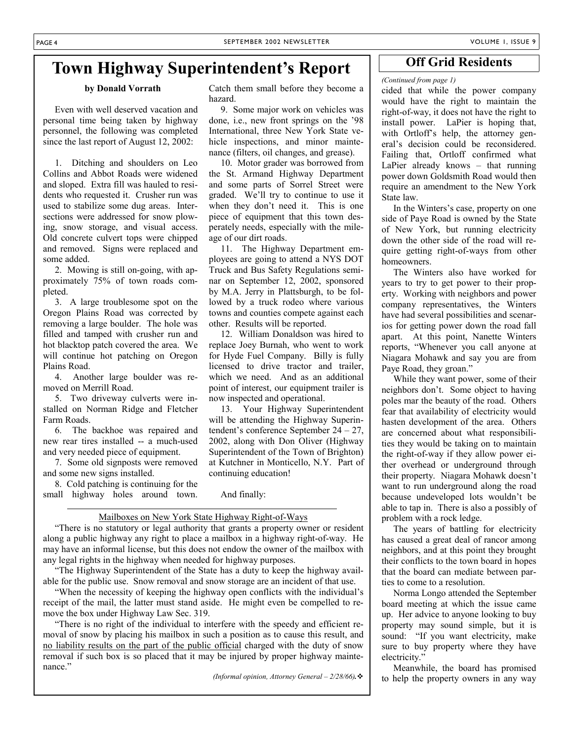# Town Highway Superintendent's Report

**by Donald Vorrath**

Even with well deserved vacation and personal time being taken by highway personnel, the following was completed since the last report of August 12, 2002:

1. Ditching and shoulders on Leo Collins and Abbot Roads were widened and sloped. Extra fill was hauled to residents who requested it. Crusher run was used to stabilize some dug areas. Intersections were addressed for snow plowing, snow storage, and visual access. Old concrete culvert tops were chipped and removed. Signs were replaced and some added.
2. Mowing is still on-going, with approximately 75% of town roads completed.
3. A large troublesome spot on the Oregon Plains Road was corrected by removing a large boulder. The hole was filled and tamped with crusher run and hot blacktop patch covered the area. We will continue hot patching on Oregon Plains Road.
4. Another large boulder was removed on Merrill Road.
5. Two driveway culverts were installed on Norman Ridge and Fletcher Farm Roads.
6. The backhoe was repaired and new rear tires installed -- a much-used and very needed piece of equipment.
7. Some old signposts were removed and some new signs installed.
8. Cold patching is continuing for the small highway holes around town. Catch them small before they become a hazard.
9. Some major work on vehicles was done, i.e., new front springs on the '98 International, three New York State vehicle inspections, and minor maintenance (filters, oil changes, and grease).
10. Motor grader was borrowed from the St. Armand Highway Department and some parts of Sorrel Street were graded. We'll try to continue to use it when they don't need it. This is one piece of equipment that this town desperately needs, especially with the mileage of our dirt roads.
11. The Highway Department employees are going to attend a NYS DOT Truck and Bus Safety Regulations seminar on September 12, 2002, sponsored by M.A. Jerry in Plattsburgh, to be followed by a truck rodeo where various towns and counties compete against each other. Results will be reported.
12. William Donaldson was hired to replace Joey Burnah, who went to work for Hyde Fuel Company. Billy is fully licensed to drive tractor and trailer, which we need. And as an additional point of interest, our equipment trailer is now inspected and operational.
13. Your Highway Superintendent will be attending the Highway Superintendent's conference September 24 – 27, 2002, along with Don Oliver (Highway Superintendent of the Town of Brighton) at Kutchner in Monticello, N.Y. Part of continuing education!

And finally:

Mailboxes on New York State Highway Right-of-Ways

"There is no statutory or legal authority that grants a property owner or resident along a public highway any right to place a mailbox in a highway right-of-way. He may have an informal license, but this does not endow the owner of the mailbox with any legal rights in the highway when needed for highway purposes.

"The Highway Superintendent of the State has a duty to keep the highway available for the public use. Snow removal and snow storage are an incident of that use.

"When the necessity of keeping the highway open conflicts with the individual's receipt of the mail, the latter must stand aside. He might even be compelled to remove the box under Highway Law Sec. 319.

"There is no right of the individual to interfere with the speedy and efficient removal of snow by placing his mailbox in such a position as to cause this result, and no liability results on the part of the public official charged with the duty of snow removal if such box is so placed that it may be injured by proper highway maintenance."

*(Informal opinion, Attorney General – 2/28/66).* ❖

## Off Grid Residents

*(Continued from page 1)*

cided that while the power company would have the right to maintain the right-of-way, it does not have the right to install power. LaPier is hoping that, with Ortloff's help, the attorney general's decision could be reconsidered. Failing that, Ortloff confirmed what LaPier already knows – that running power down Goldsmith Road would then require an amendment to the New York State law.

In the Winters's case, property on one side of Paye Road is owned by the State of New York, but running electricity down the other side of the road will require getting right-of-ways from other homeowners.

The Winters also have worked for years to try to get power to their property. Working with neighbors and power company representatives, the Winters have had several possibilities and scenarios for getting power down the road fall apart. At this point, Nanette Winters reports, "Whenever you call anyone at Niagara Mohawk and say you are from Paye Road, they groan."

While they want power, some of their neighbors don't. Some object to having poles mar the beauty of the road. Others fear that availability of electricity would hasten development of the area. Others are concerned about what responsibilities they would be taking on to maintain the right-of-way if they allow power either overhead or underground through their property. Niagara Mohawk doesn't want to run underground along the road because undeveloped lots wouldn't be able to tap in. There is also a possibly of problem with a rock ledge.

The years of battling for electricity has caused a great deal of rancor among neighbors, and at this point they brought their conflicts to the town board in hopes that the board can mediate between parties to come to a resolution.

Norma Longo attended the September board meeting at which the issue came up. Her advice to anyone looking to buy property may sound simple, but it is sound: "If you want electricity, make sure to buy property where they have electricity."

Meanwhile, the board has promised to help the property owners in any way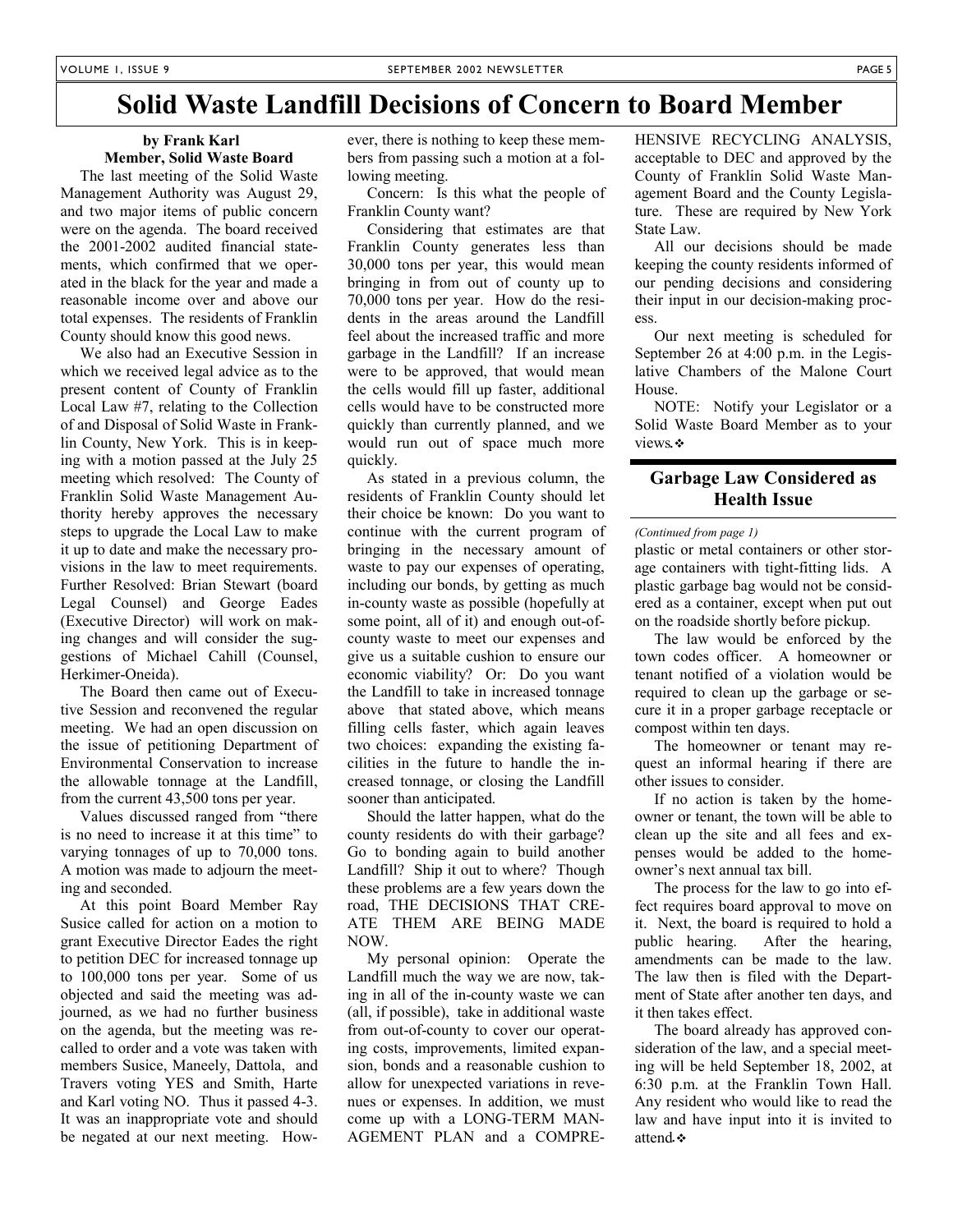# Solid Waste Landfill Decisions of Concern to Board Member

**by Frank Karl**
**Member, Solid Waste Board**

The last meeting of the Solid Waste Management Authority was August 29, and two major items of public concern were on the agenda. The board received the 2001-2002 audited financial statements, which confirmed that we operated in the black for the year and made a reasonable income over and above our total expenses. The residents of Franklin County should know this good news.

We also had an Executive Session in which we received legal advice as to the present content of County of Franklin Local Law #7, relating to the Collection of and Disposal of Solid Waste in Franklin County, New York. This is in keeping with a motion passed at the July 25 meeting which resolved: The County of Franklin Solid Waste Management Authority hereby approves the necessary steps to upgrade the Local Law to make it up to date and make the necessary provisions in the law to meet requirements. Further Resolved: Brian Stewart (board Legal Counsel) and George Eades (Executive Director) will work on making changes and will consider the suggestions of Michael Cahill (Counsel, Herkimer-Oneida).

The Board then came out of Executive Session and reconvened the regular meeting. We had an open discussion on the issue of petitioning Department of Environmental Conservation to increase the allowable tonnage at the Landfill, from the current 43,500 tons per year.

Values discussed ranged from "there is no need to increase it at this time" to varying tonnages of up to 70,000 tons. A motion was made to adjourn the meeting and seconded.

At this point Board Member Ray Susice called for action on a motion to grant Executive Director Eades the right to petition DEC for increased tonnage up to 100,000 tons per year. Some of us objected and said the meeting was adjourned, as we had no further business on the agenda, but the meeting was recalled to order and a vote was taken with members Susice, Maneely, Dattola, and Travers voting YES and Smith, Harte and Karl voting NO. Thus it passed 4-3. It was an inappropriate vote and should be negated at our next meeting. However, there is nothing to keep these members from passing such a motion at a following meeting.

Concern: Is this what the people of Franklin County want?

Considering that estimates are that Franklin County generates less than 30,000 tons per year, this would mean bringing in from out of county up to 70,000 tons per year. How do the residents in the areas around the Landfill feel about the increased traffic and more garbage in the Landfill? If an increase were to be approved, that would mean the cells would fill up faster, additional cells would have to be constructed more quickly than currently planned, and we would run out of space much more quickly.

As stated in a previous column, the residents of Franklin County should let their choice be known: Do you want to continue with the current program of bringing in the necessary amount of waste to pay our expenses of operating, including our bonds, by getting as much in-county waste as possible (hopefully at some point, all of it) and enough out-of-county waste to meet our expenses and give us a suitable cushion to ensure our economic viability? Or: Do you want the Landfill to take in increased tonnage above that stated above, which means filling cells faster, which again leaves two choices: expanding the existing facilities in the future to handle the increased tonnage, or closing the Landfill sooner than anticipated.

Should the latter happen, what do the county residents do with their garbage? Go to bonding again to build another Landfill? Ship it out to where? Though these problems are a few years down the road, THE DECISIONS THAT CREATE THEM ARE BEING MADE NOW.

My personal opinion: Operate the Landfill much the way we are now, taking in all of the in-county waste we can (all, if possible), take in additional waste from out-of-county to cover our operating costs, improvements, limited expansion, bonds and a reasonable cushion to allow for unexpected variations in revenues or expenses. In addition, we must come up with a LONG-TERM MANAGEMENT PLAN and a COMPREHENSIVE RECYCLING ANALYSIS, acceptable to DEC and approved by the County of Franklin Solid Waste Management Board and the County Legislature. These are required by New York State Law.

All our decisions should be made keeping the county residents informed of our pending decisions and considering their input in our decision-making process.

Our next meeting is scheduled for September 26 at 4:00 p.m. in the Legislative Chambers of the Malone Court House.

NOTE: Notify your Legislator or a Solid Waste Board Member as to your views.❖

## Garbage Law Considered as Health Issue

*(Continued from page 1)*

plastic or metal containers or other storage containers with tight-fitting lids. A plastic garbage bag would not be considered as a container, except when put out on the roadside shortly before pickup.

The law would be enforced by the town codes officer. A homeowner or tenant notified of a violation would be required to clean up the garbage or secure it in a proper garbage receptacle or compost within ten days.

The homeowner or tenant may request an informal hearing if there are other issues to consider.

If no action is taken by the homeowner or tenant, the town will be able to clean up the site and all fees and expenses would be added to the homeowner's next annual tax bill.

The process for the law to go into effect requires board approval to move on it. Next, the board is required to hold a public hearing. After the hearing, amendments can be made to the law. The law then is filed with the Department of State after another ten days, and it then takes effect.

The board already has approved consideration of the law, and a special meeting will be held September 18, 2002, at 6:30 p.m. at the Franklin Town Hall. Any resident who would like to read the law and have input into it is invited to attend.❖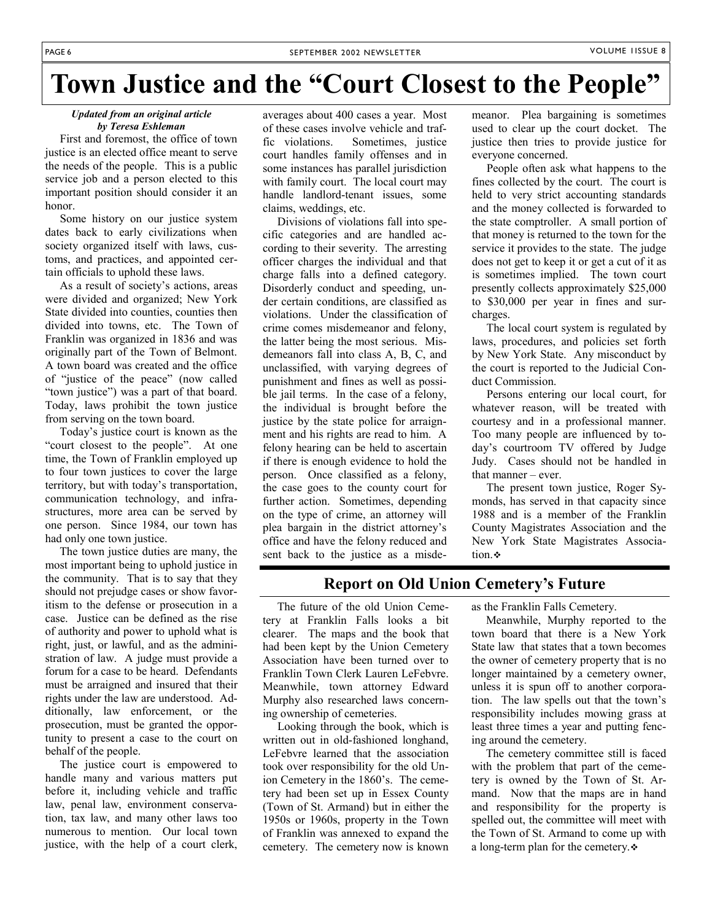# Town Justice and the "Court Closest to the People"

***Updated from an original article by Teresa Eshleman***

First and foremost, the office of town justice is an elected office meant to serve the needs of the people. This is a public service job and a person elected to this important position should consider it an honor.

Some history on our justice system dates back to early civilizations when society organized itself with laws, customs, and practices, and appointed certain officials to uphold these laws.

As a result of society's actions, areas were divided and organized; New York State divided into counties, counties then divided into towns, etc. The Town of Franklin was organized in 1836 and was originally part of the Town of Belmont. A town board was created and the office of "justice of the peace" (now called "town justice") was a part of that board. Today, laws prohibit the town justice from serving on the town board.

Today's justice court is known as the "court closest to the people". At one time, the Town of Franklin employed up to four town justices to cover the large territory, but with today's transportation, communication technology, and infrastructures, more area can be served by one person. Since 1984, our town has had only one town justice.

The town justice duties are many, the most important being to uphold justice in the community. That is to say that they should not prejudge cases or show favoritism to the defense or prosecution in a case. Justice can be defined as the rise of authority and power to uphold what is right, just, or lawful, and as the administration of law. A judge must provide a forum for a case to be heard. Defendants must be arraigned and insured that their rights under the law are understood. Additionally, law enforcement, or the prosecution, must be granted the opportunity to present a case to the court on behalf of the people.

The justice court is empowered to handle many and various matters put before it, including vehicle and traffic law, penal law, environment conservation, tax law, and many other laws too numerous to mention. Our local town justice, with the help of a court clerk, averages about 400 cases a year. Most of these cases involve vehicle and traffic violations. Sometimes, justice court handles family offenses and in some instances has parallel jurisdiction with family court. The local court may handle landlord-tenant issues, some claims, weddings, etc.

Divisions of violations fall into specific categories and are handled according to their severity. The arresting officer charges the individual and that charge falls into a defined category. Disorderly conduct and speeding, under certain conditions, are classified as violations. Under the classification of crime comes misdemeanor and felony, the latter being the most serious. Misdemeanors fall into class A, B, C, and unclassified, with varying degrees of punishment and fines as well as possible jail terms. In the case of a felony, the individual is brought before the justice by the state police for arraignment and his rights are read to him. A felony hearing can be held to ascertain if there is enough evidence to hold the person. Once classified as a felony, the case goes to the county court for further action. Sometimes, depending on the type of crime, an attorney will plea bargain in the district attorney's office and have the felony reduced and sent back to the justice as a misdemeanor. Plea bargaining is sometimes used to clear up the court docket. The justice then tries to provide justice for everyone concerned.

People often ask what happens to the fines collected by the court. The court is held to very strict accounting standards and the money collected is forwarded to the state comptroller. A small portion of that money is returned to the town for the service it provides to the state. The judge does not get to keep it or get a cut of it as is sometimes implied. The town court presently collects approximately $25,000 to $30,000 per year in fines and surcharges.

The local court system is regulated by laws, procedures, and policies set forth by New York State. Any misconduct by the court is reported to the Judicial Conduct Commission.

Persons entering our local court, for whatever reason, will be treated with courtesy and in a professional manner. Too many people are influenced by today's courtroom TV offered by Judge Judy. Cases should not be handled in that manner – ever.

The present town justice, Roger Symonds, has served in that capacity since 1988 and is a member of the Franklin County Magistrates Association and the New York State Magistrates Association.❖

## Report on Old Union Cemetery's Future

The future of the old Union Cemetery at Franklin Falls looks a bit clearer. The maps and the book that had been kept by the Union Cemetery Association have been turned over to Franklin Town Clerk Lauren LeFebvre. Meanwhile, town attorney Edward Murphy also researched laws concerning ownership of cemeteries.

Looking through the book, which is written out in old-fashioned longhand, LeFebvre learned that the association took over responsibility for the old Union Cemetery in the 1860's. The cemetery had been set up in Essex County (Town of St. Armand) but in either the 1950s or 1960s, property in the Town of Franklin was annexed to expand the cemetery. The cemetery now is known as the Franklin Falls Cemetery.

Meanwhile, Murphy reported to the town board that there is a New York State law that states that a town becomes the owner of cemetery property that is no longer maintained by a cemetery owner, unless it is spun off to another corporation. The law spells out that the town's responsibility includes mowing grass at least three times a year and putting fencing around the cemetery.

The cemetery committee still is faced with the problem that part of the cemetery is owned by the Town of St. Armand. Now that the maps are in hand and responsibility for the property is spelled out, the committee will meet with the Town of St. Armand to come up with a long-term plan for the cemetery.❖